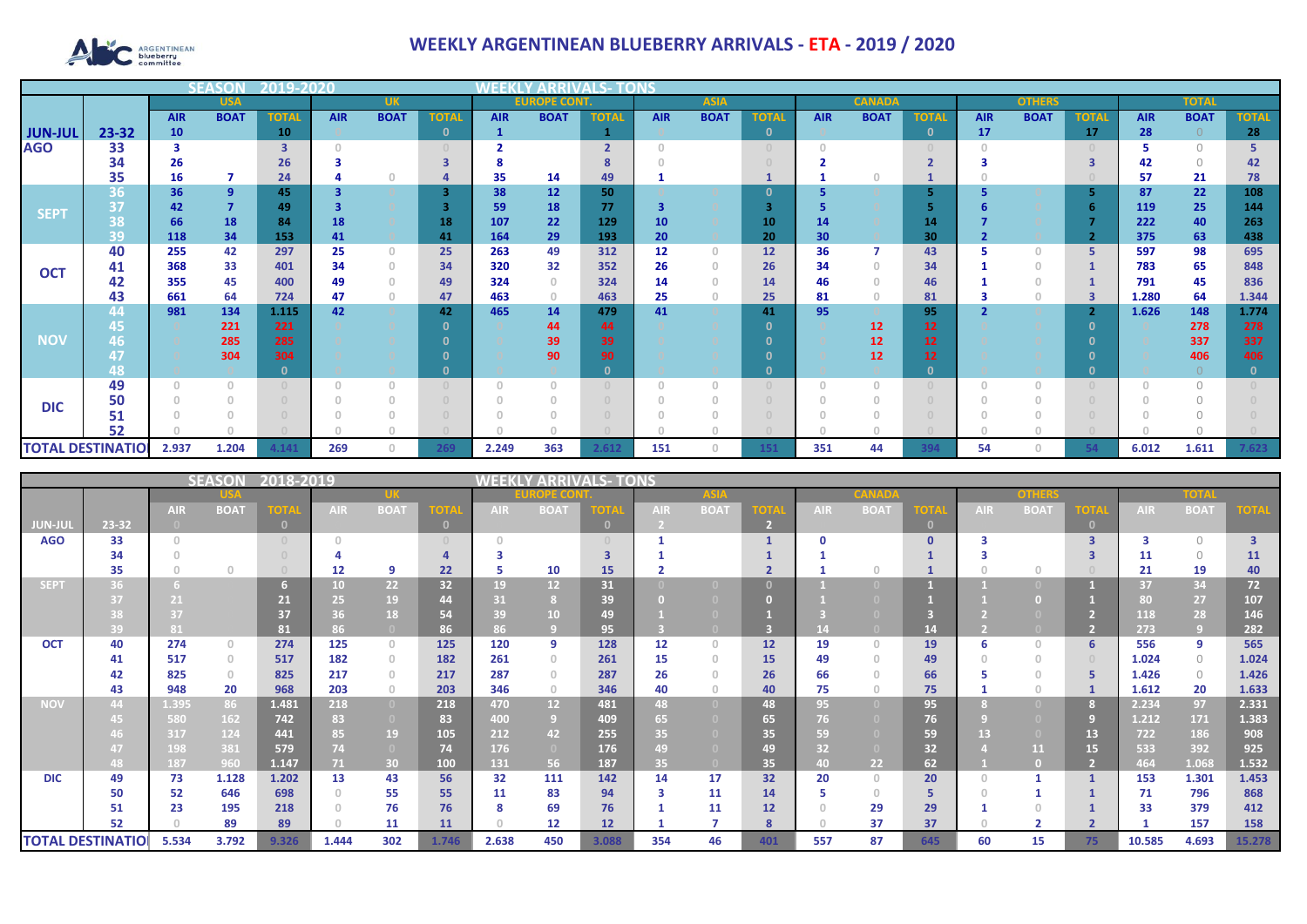# WEEKLY ARGENTINEAN BLUEBERRY ARRIVALS - ETA - 2019 / 2020

ARGENTINEAN blueberry committee

## SEASON 2019-2020 — WEEKLY ARRIVALS- TONS

| | | USA | | | UK | | | EUROPE CONT. | | | ASIA | | | CANADA | | | OTHERS | | | TOTAL | | |
|---|---|---|---|---|---|---|---|---|---|---|---|---|---|---|---|---|---|---|---|---|---|---|
| | | AIR | BOAT | TOTAL | AIR | BOAT | TOTAL | AIR | BOAT | TOTAL | AIR | BOAT | TOTAL | AIR | BOAT | TOTAL | AIR | BOAT | TOTAL | AIR | BOAT | TOTAL |
| JUN-JUL | 23-32 | 10 | | 10 | 0 | | 0 | 1 | | 1 | 0 | | 0 | 0 | | 0 | 17 | | 17 | 28 | 0 | 28 |
| AGO | 33 | 3 | | 3 | 0 | | 0 | 2 | | 2 | 0 | | 0 | 0 | | 0 | 0 | | 0 | 5 | 0 | 5 |
| | 34 | 26 | | 26 | 3 | | 3 | 8 | | 8 | 0 | | 0 | 2 | | 2 | 3 | | 3 | 42 | 0 | 42 |
| | 35 | 16 | 7 | 24 | 4 | 0 | 4 | 35 | 14 | 49 | 1 | | 1 | 1 | 0 | 1 | 0 | | 0 | 57 | 21 | 78 |
| SEPT | 36 | 36 | 9 | 45 | 3 | 0 | 3 | 38 | 12 | 50 | 0 | 0 | 0 | 5 | 0 | 5 | 5 | 0 | 5 | 87 | 22 | 108 |
| | 37 | 42 | 7 | 49 | 3 | 0 | 3 | 59 | 18 | 77 | 3 | 0 | 3 | 5 | 0 | 5 | 6 | 0 | 6 | 119 | 25 | 144 |
| | 38 | 66 | 18 | 84 | 18 | 0 | 18 | 107 | 22 | 129 | 10 | 0 | 10 | 14 | 0 | 14 | 7 | 0 | 7 | 222 | 40 | 263 |
| | 39 | 118 | 34 | 153 | 41 | 0 | 41 | 164 | 29 | 193 | 20 | 0 | 20 | 30 | 0 | 30 | 2 | 0 | 2 | 375 | 63 | 438 |
| OCT | 40 | 255 | 42 | 297 | 25 | 0 | 25 | 263 | 49 | 312 | 12 | 0 | 12 | 36 | 7 | 43 | 5 | 0 | 5 | 597 | 98 | 695 |
| | 41 | 368 | 33 | 401 | 34 | 0 | 34 | 320 | 32 | 352 | 26 | 0 | 26 | 34 | 0 | 34 | 1 | 0 | 1 | 783 | 65 | 848 |
| | 42 | 355 | 45 | 400 | 49 | 0 | 49 | 324 | 0 | 324 | 14 | 0 | 14 | 46 | 0 | 46 | 1 | 0 | 1 | 791 | 45 | 836 |
| | 43 | 661 | 64 | 724 | 47 | 0 | 47 | 463 | 0 | 463 | 25 | 0 | 25 | 81 | 0 | 81 | 3 | 0 | 3 | 1.280 | 64 | 1.344 |
| NOV | 44 | 981 | 134 | 1.115 | 42 | 0 | 42 | 465 | 14 | 479 | 41 | 0 | 41 | 95 | 0 | 95 | 2 | 0 | 2 | 1.626 | 148 | 1.774 |
| | 45 | 0 | 221 | 221 | 0 | 0 | 0 | 0 | 44 | 44 | 0 | 0 | 0 | 0 | 12 | 12 | 0 | 0 | 0 | 0 | 278 | 278 |
| | 46 | 0 | 285 | 285 | 0 | 0 | 0 | 0 | 39 | 39 | 0 | 0 | 0 | 0 | 12 | 12 | 0 | 0 | 0 | 0 | 337 | 337 |
| | 47 | 0 | 304 | 304 | 0 | 0 | 0 | 0 | 90 | 90 | 0 | 0 | 0 | 0 | 12 | 12 | 0 | 0 | 0 | 0 | 406 | 406 |
| | 48 | 0 | 0 | 0 | 0 | 0 | 0 | 0 | 0 | 0 | 0 | 0 | 0 | 0 | 0 | 0 | 0 | 0 | 0 | 0 | 0 | 0 |
| DIC | 49 | 0 | 0 | 0 | 0 | 0 | 0 | 0 | 0 | 0 | 0 | 0 | 0 | 0 | 0 | 0 | 0 | 0 | 0 | 0 | 0 | 0 |
| | 50 | 0 | 0 | 0 | 0 | 0 | 0 | 0 | 0 | 0 | 0 | 0 | 0 | 0 | 0 | 0 | 0 | 0 | 0 | 0 | 0 | 0 |
| | 51 | 0 | 0 | 0 | 0 | 0 | 0 | 0 | 0 | 0 | 0 | 0 | 0 | 0 | 0 | 0 | 0 | 0 | 0 | 0 | 0 | 0 |
| | 52 | 0 | 0 | 0 | 0 | 0 | 0 | 0 | 0 | 0 | 0 | 0 | 0 | 0 | 0 | 0 | 0 | 0 | 0 | 0 | 0 | 0 |
| TOTAL DESTINATION | | 2.937 | 1.204 | 4.141 | 269 | 0 | 269 | 2.249 | 363 | 2.612 | 151 | 0 | 151 | 351 | 44 | 394 | 54 | 0 | 54 | 6.012 | 1.611 | 7.623 |

## SEASON 2018-2019 — WEEKLY ARRIVALS- TONS

| | | USA | | | UK | | | EUROPE CONT. | | | ASIA | | | CANADA | | | OTHERS | | | TOTAL | | |
|---|---|---|---|---|---|---|---|---|---|---|---|---|---|---|---|---|---|---|---|---|---|---|
| | | AIR | BOAT | TOTAL | AIR | BOAT | TOTAL | AIR | BOAT | TOTAL | AIR | BOAT | TOTAL | AIR | BOAT | TOTAL | AIR | BOAT | TOTAL | AIR | BOAT | TOTAL |
| JUN-JUL | 23-32 | 0 | | 0 | | | 0 | | | 0 | 2 | | 2 | | | 0 | | | 0 | | | |
| AGO | 33 | 0 | | 0 | 0 | | 0 | 0 | | 0 | 1 | | 1 | 0 | | 0 | 3 | | 3 | 3 | 0 | 3 |
| | 34 | 0 | | 0 | 4 | | 4 | 3 | | 3 | 1 | | 1 | 1 | | 1 | 3 | | 3 | 11 | 0 | 11 |
| | 35 | 0 | 0 | 0 | 12 | 9 | 22 | 5 | 10 | 15 | 2 | | 2 | 1 | 0 | 1 | 0 | 0 | 0 | 21 | 19 | 40 |
| SEPT | 36 | 6 | | 6 | 10 | 22 | 32 | 19 | 12 | 31 | 0 | 0 | 0 | 1 | 0 | 1 | 1 | 0 | 1 | 37 | 34 | 72 |
| | 37 | 21 | | 21 | 25 | 19 | 44 | 31 | 8 | 39 | 0 | 0 | 0 | 1 | 0 | 1 | 1 | 0 | 1 | 80 | 27 | 107 |
| | 38 | 37 | | 37 | 36 | 18 | 54 | 39 | 10 | 49 | 1 | 0 | 1 | 3 | 0 | 3 | 2 | 0 | 2 | 118 | 28 | 146 |
| | 39 | 81 | | 81 | 86 | 0 | 86 | 86 | 9 | 95 | 3 | 0 | 3 | 14 | 0 | 14 | 2 | 0 | 2 | 273 | 9 | 282 |
| OCT | 40 | 274 | 0 | 274 | 125 | 0 | 125 | 120 | 9 | 128 | 12 | 0 | 12 | 19 | 0 | 19 | 6 | 0 | 6 | 556 | 9 | 565 |
| | 41 | 517 | 0 | 517 | 182 | 0 | 182 | 261 | 0 | 261 | 15 | 0 | 15 | 49 | 0 | 49 | 0 | 0 | 0 | 1.024 | 0 | 1.024 |
| | 42 | 825 | 0 | 825 | 217 | 0 | 217 | 287 | 0 | 287 | 26 | 0 | 26 | 66 | 0 | 66 | 5 | 0 | 5 | 1.426 | 0 | 1.426 |
| | 43 | 948 | 20 | 968 | 203 | 0 | 203 | 346 | 0 | 346 | 40 | 0 | 40 | 75 | 0 | 75 | 1 | 0 | 1 | 1.612 | 20 | 1.633 |
| NOV | 44 | 1.395 | 86 | 1.481 | 218 | 0 | 218 | 470 | 12 | 481 | 48 | 0 | 48 | 95 | 0 | 95 | 8 | 0 | 8 | 2.234 | 97 | 2.331 |
| | 45 | 580 | 162 | 742 | 83 | 0 | 83 | 400 | 9 | 409 | 65 | 0 | 65 | 76 | 0 | 76 | 9 | 0 | 9 | 1.212 | 171 | 1.383 |
| | 46 | 317 | 124 | 441 | 85 | 19 | 105 | 212 | 42 | 255 | 35 | 0 | 35 | 59 | 0 | 59 | 13 | 0 | 13 | 722 | 186 | 908 |
| | 47 | 198 | 381 | 579 | 74 | 0 | 74 | 176 | 0 | 176 | 49 | 0 | 49 | 32 | 0 | 32 | 4 | 11 | 15 | 533 | 392 | 925 |
| | 48 | 187 | 960 | 1.147 | 71 | 30 | 100 | 131 | 56 | 187 | 35 | 0 | 35 | 40 | 22 | 62 | 1 | 0 | 2 | 464 | 1.068 | 1.532 |
| DIC | 49 | 73 | 1.128 | 1.202 | 13 | 43 | 56 | 32 | 111 | 142 | 14 | 17 | 32 | 20 | 0 | 20 | 0 | 1 | 1 | 153 | 1.301 | 1.453 |
| | 50 | 52 | 646 | 698 | 0 | 55 | 55 | 11 | 83 | 94 | 3 | 11 | 14 | 5 | 0 | 5 | 0 | 1 | 1 | 71 | 796 | 868 |
| | 51 | 23 | 195 | 218 | 0 | 76 | 76 | 8 | 69 | 76 | 1 | 11 | 12 | 0 | 29 | 29 | 1 | 0 | 1 | 33 | 379 | 412 |
| | 52 | 0 | 89 | 89 | 0 | 11 | 11 | 0 | 12 | 12 | 1 | 7 | 8 | 0 | 37 | 37 | 0 | 2 | 2 | 1 | 157 | 158 |
| TOTAL DESTINATION | | 5.534 | 3.792 | 9.326 | 1.444 | 302 | 1.746 | 2.638 | 450 | 3.088 | 354 | 46 | 401 | 557 | 87 | 645 | 60 | 15 | 75 | 10.585 | 4.693 | 15.278 |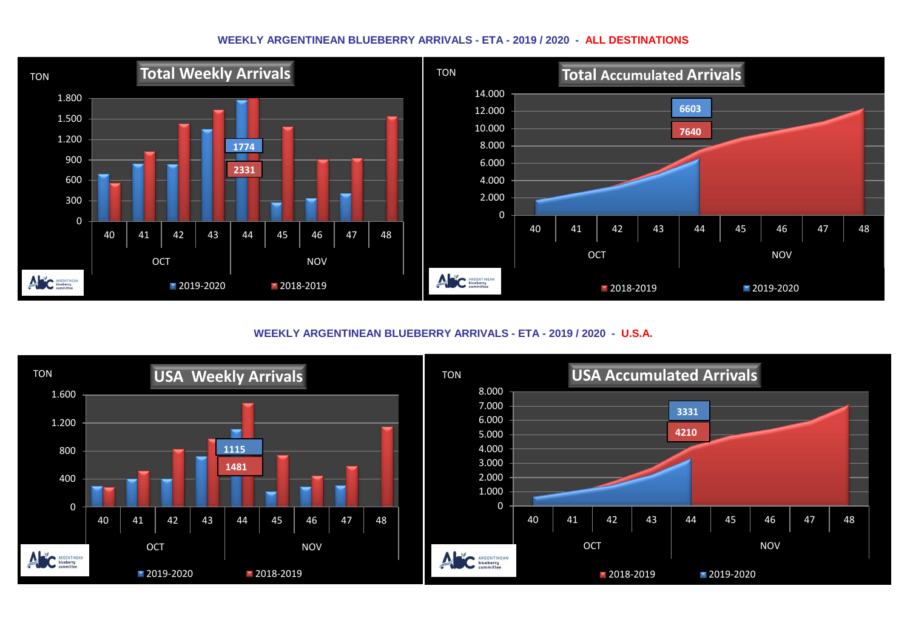## WEEKLY ARGENTINEAN BLUEBERRY ARRIVALS - ETA - 2019 / 2020 - ALL DESTINATIONS

**Total Weekly Arrivals**

TON

1.800
1.500
1.200
900
600
300
0

40 41 42 43 44 45 46 47 48

OCT NOV

1774
2331

2019-2020 2018-2019

**Total Accumulated Arrivals**

TON

14.000
12.000
10.000
8.000
6.000
4.000
2.000
0

40 41 42 43 44 45 46 47 48

OCT NOV

6603
7640

2018-2019 2019-2020

## WEEKLY ARGENTINEAN BLUEBERRY ARRIVALS - ETA - 2019 / 2020 - U.S.A.

**USA Weekly Arrivals**

TON

1.600
1.200
800
400
0

40 41 42 43 44 45 46 47 48

OCT NOV

1115
1481

2019-2020 2018-2019

**USA Accumulated Arrivals**

TON

8.000
7.000
6.000
5.000
4.000
3.000
2.000
1.000
0

40 41 42 43 44 45 46 47 48

OCT NOV

3331
4210

2018-2019 2019-2020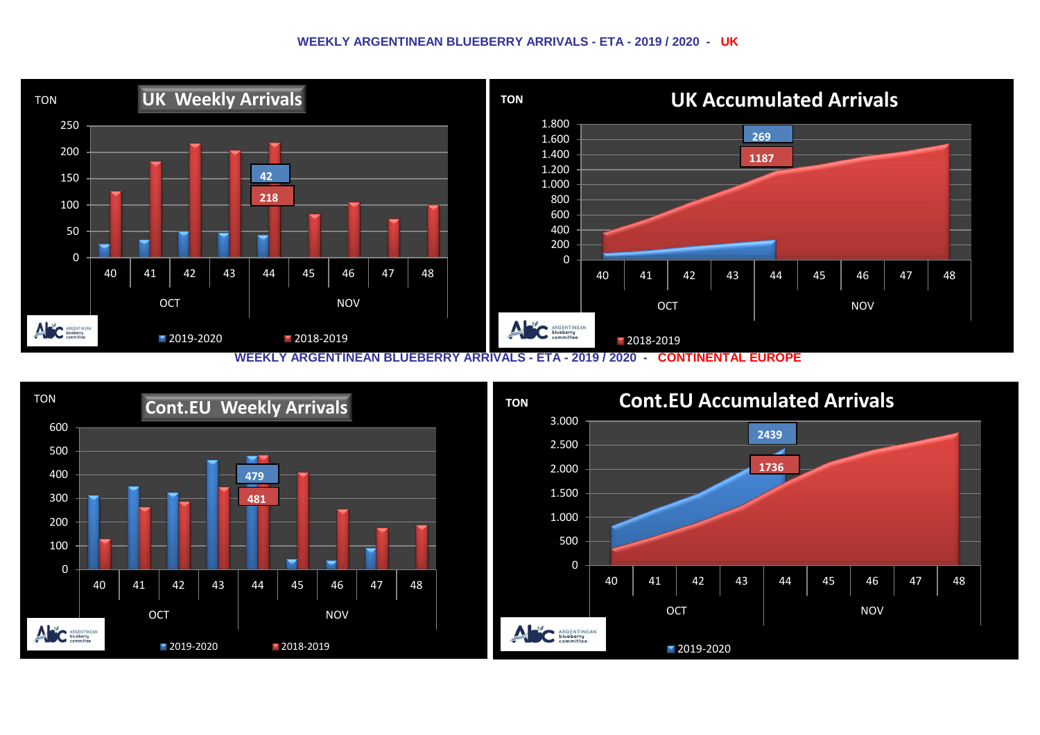## WEEKLY ARGENTINEAN BLUEBERRY ARRIVALS - ETA - 2019 / 2020 - UK

UK Weekly Arrivals

TON

250
200
150
100
50
0

40 41 42 43 44 45 46 47 48

OCT NOV

42
218

2019-2020 2018-2019

UK Accumulated Arrivals

TON

1.800
1.600
1.400
1.200
1.000
800
600
400
200
0

40 41 42 43 44 45 46 47 48

OCT NOV

269
1187

2018-2019

## WEEKLY ARGENTINEAN BLUEBERRY ARRIVALS - ETA - 2019 / 2020 - CONTINENTAL EUROPE

Cont.EU Weekly Arrivals

TON

600
500
400
300
200
100
0

40 41 42 43 44 45 46 47 48

OCT NOV

479
481

2019-2020 2018-2019

Cont.EU Accumulated Arrivals

TON

3.000
2.500
2.000
1.500
1.000
500
0

40 41 42 43 44 45 46 47 48

OCT NOV

2439
1736

2019-2020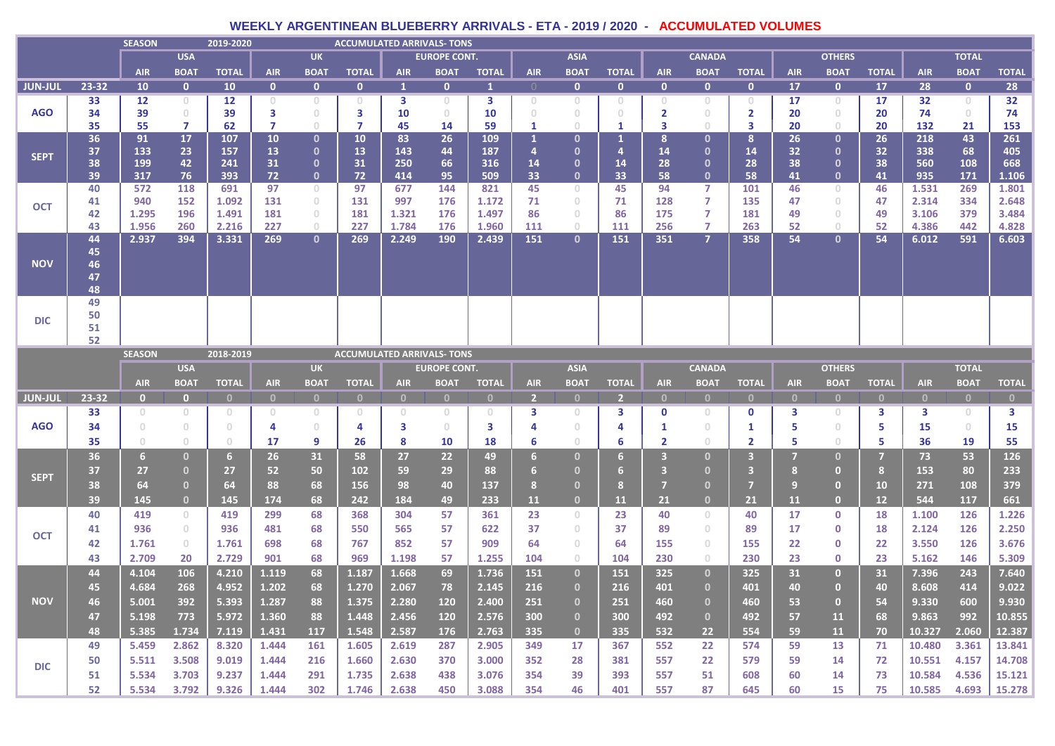# WEEKLY ARGENTINEAN BLUEBERRY ARRIVALS - ETA - 2019 / 2020 - ACCUMULATED VOLUMES

| SEASON | 2019-2020 | ACCUMULATED ARRIVALS- TONS | | | | | | | | | | | | | | | | | | | | |
|---|---|---|---|---|---|---|---|---|---|---|---|---|---|---|---|---|---|---|---|---|---|---|
| | | USA | | | UK | | | EUROPE CONT. | | | ASIA | | | CANADA | | | OTHERS | | | TOTAL | | |
| | | AIR | BOAT | TOTAL | AIR | BOAT | TOTAL | AIR | BOAT | TOTAL | AIR | BOAT | TOTAL | AIR | BOAT | TOTAL | AIR | BOAT | TOTAL | AIR | BOAT | TOTAL |
| JUN-JUL | 23-32 | 10 | 0 | 10 | 0 | 0 | 0 | 1 | 0 | 1 | 0 | 0 | 0 | 0 | 0 | 0 | 17 | 0 | 17 | 28 | 0 | 28 |
| AGO | 33 | 12 | 0 | 12 | 0 | 0 | 0 | 3 | 0 | 3 | 0 | 0 | 0 | 0 | 0 | 0 | 17 | 0 | 17 | 32 | 0 | 32 |
| | 34 | 39 | 0 | 39 | 3 | 0 | 3 | 10 | 0 | 10 | 0 | 0 | 0 | 2 | 0 | 2 | 20 | 0 | 20 | 74 | 0 | 74 |
| | 35 | 55 | 7 | 62 | 7 | 0 | 7 | 45 | 14 | 59 | 1 | 0 | 1 | 3 | 0 | 3 | 20 | 0 | 20 | 132 | 21 | 153 |
| SEPT | 36 | 91 | 17 | 107 | 10 | 0 | 10 | 83 | 26 | 109 | 1 | 0 | 1 | 8 | 0 | 8 | 26 | 0 | 26 | 218 | 43 | 261 |
| | 37 | 133 | 23 | 157 | 13 | 0 | 13 | 143 | 44 | 187 | 4 | 0 | 4 | 14 | 0 | 14 | 32 | 0 | 32 | 338 | 68 | 405 |
| | 38 | 199 | 42 | 241 | 31 | 0 | 31 | 250 | 66 | 316 | 14 | 0 | 14 | 28 | 0 | 28 | 38 | 0 | 38 | 560 | 108 | 668 |
| | 39 | 317 | 76 | 393 | 72 | 0 | 72 | 414 | 95 | 509 | 33 | 0 | 33 | 58 | 0 | 58 | 41 | 0 | 41 | 935 | 171 | 1.106 |
| OCT | 40 | 572 | 118 | 691 | 97 | 0 | 97 | 677 | 144 | 821 | 45 | 0 | 45 | 94 | 7 | 101 | 46 | 0 | 46 | 1.531 | 269 | 1.801 |
| | 41 | 940 | 152 | 1.092 | 131 | 0 | 131 | 997 | 176 | 1.172 | 71 | 0 | 71 | 128 | 7 | 135 | 47 | 0 | 47 | 2.314 | 334 | 2.648 |
| | 42 | 1.295 | 196 | 1.491 | 181 | 0 | 181 | 1.321 | 176 | 1.497 | 86 | 0 | 86 | 175 | 7 | 181 | 49 | 0 | 49 | 3.106 | 379 | 3.484 |
| | 43 | 1.956 | 260 | 2.216 | 227 | 0 | 227 | 1.784 | 176 | 1.960 | 111 | 0 | 111 | 256 | 7 | 263 | 52 | 0 | 52 | 4.386 | 442 | 4.828 |
| NOV | 44 | 2.937 | 394 | 3.331 | 269 | 0 | 269 | 2.249 | 190 | 2.439 | 151 | 0 | 151 | 351 | 7 | 358 | 54 | 0 | 54 | 6.012 | 591 | 6.603 |
| | 45 | | | | | | | | | | | | | | | | | | | | | |
| | 46 | | | | | | | | | | | | | | | | | | | | | |
| | 47 | | | | | | | | | | | | | | | | | | | | | |
| | 48 | | | | | | | | | | | | | | | | | | | | | |
| DIC | 49 | | | | | | | | | | | | | | | | | | | | | |
| | 50 | | | | | | | | | | | | | | | | | | | | | |
| | 51 | | | | | | | | | | | | | | | | | | | | | |
| | 52 | | | | | | | | | | | | | | | | | | | | | |

| SEASON | 2018-2019 | ACCUMULATED ARRIVALS- TONS | | | | | | | | | | | | | | | | | | | | |
|---|---|---|---|---|---|---|---|---|---|---|---|---|---|---|---|---|---|---|---|---|---|---|
| | | USA | | | UK | | | EUROPE CONT. | | | ASIA | | | CANADA | | | OTHERS | | | TOTAL | | |
| | | AIR | BOAT | TOTAL | AIR | BOAT | TOTAL | AIR | BOAT | TOTAL | AIR | BOAT | TOTAL | AIR | BOAT | TOTAL | AIR | BOAT | TOTAL | AIR | BOAT | TOTAL |
| JUN-JUL | 23-32 | 0 | 0 | 0 | 0 | 0 | 0 | 0 | 0 | 0 | 2 | 0 | 2 | 0 | 0 | 0 | 0 | 0 | 0 | 0 | 0 | 0 |
| AGO | 33 | 0 | 0 | 0 | 0 | 0 | 0 | 0 | 0 | 0 | 3 | 0 | 3 | 0 | 0 | 0 | 3 | 0 | 3 | 3 | 0 | 3 |
| | 34 | 0 | 0 | 0 | 4 | 0 | 4 | 3 | 0 | 3 | 4 | 0 | 4 | 1 | 0 | 1 | 5 | 0 | 5 | 15 | 0 | 15 |
| | 35 | 0 | 0 | 0 | 17 | 9 | 26 | 8 | 10 | 18 | 6 | 0 | 6 | 2 | 0 | 2 | 5 | 0 | 5 | 36 | 19 | 55 |
| SEPT | 36 | 6 | 0 | 6 | 26 | 31 | 58 | 27 | 22 | 49 | 6 | 0 | 6 | 3 | 0 | 3 | 7 | 0 | 7 | 73 | 53 | 126 |
| | 37 | 27 | 0 | 27 | 52 | 50 | 102 | 59 | 29 | 88 | 6 | 0 | 6 | 3 | 0 | 3 | 8 | 0 | 8 | 153 | 80 | 233 |
| | 38 | 64 | 0 | 64 | 88 | 68 | 156 | 98 | 40 | 137 | 8 | 0 | 8 | 7 | 0 | 7 | 9 | 0 | 10 | 271 | 108 | 379 |
| | 39 | 145 | 0 | 145 | 174 | 68 | 242 | 184 | 49 | 233 | 11 | 0 | 11 | 21 | 0 | 21 | 11 | 0 | 12 | 544 | 117 | 661 |
| OCT | 40 | 419 | 0 | 419 | 299 | 68 | 368 | 304 | 57 | 361 | 23 | 0 | 23 | 40 | 0 | 40 | 17 | 0 | 18 | 1.100 | 126 | 1.226 |
| | 41 | 936 | 0 | 936 | 481 | 68 | 550 | 565 | 57 | 622 | 37 | 0 | 37 | 89 | 0 | 89 | 17 | 0 | 18 | 2.124 | 126 | 2.250 |
| | 42 | 1.761 | 0 | 1.761 | 698 | 68 | 767 | 852 | 57 | 909 | 64 | 0 | 64 | 155 | 0 | 155 | 22 | 0 | 22 | 3.550 | 126 | 3.676 |
| | 43 | 2.709 | 20 | 2.729 | 901 | 68 | 969 | 1.198 | 57 | 1.255 | 104 | 0 | 104 | 230 | 0 | 230 | 23 | 0 | 23 | 5.162 | 146 | 5.309 |
| NOV | 44 | 4.104 | 106 | 4.210 | 1.119 | 68 | 1.187 | 1.668 | 69 | 1.736 | 151 | 0 | 151 | 325 | 0 | 325 | 31 | 0 | 31 | 7.396 | 243 | 7.640 |
| | 45 | 4.684 | 268 | 4.952 | 1.202 | 68 | 1.270 | 2.067 | 78 | 2.145 | 216 | 0 | 216 | 401 | 0 | 401 | 40 | 0 | 40 | 8.608 | 414 | 9.022 |
| | 46 | 5.001 | 392 | 5.393 | 1.287 | 88 | 1.375 | 2.280 | 120 | 2.400 | 251 | 0 | 251 | 460 | 0 | 460 | 53 | 0 | 54 | 9.330 | 600 | 9.930 |
| | 47 | 5.198 | 773 | 5.972 | 1.360 | 88 | 1.448 | 2.456 | 120 | 2.576 | 300 | 0 | 300 | 492 | 0 | 492 | 57 | 11 | 68 | 9.863 | 992 | 10.855 |
| | 48 | 5.385 | 1.734 | 7.119 | 1.431 | 117 | 1.548 | 2.587 | 176 | 2.763 | 335 | 0 | 335 | 532 | 22 | 554 | 59 | 11 | 70 | 10.327 | 2.060 | 12.387 |
| DIC | 49 | 5.459 | 2.862 | 8.320 | 1.444 | 161 | 1.605 | 2.619 | 287 | 2.905 | 349 | 17 | 367 | 552 | 22 | 574 | 59 | 13 | 71 | 10.480 | 3.361 | 13.841 |
| | 50 | 5.511 | 3.508 | 9.019 | 1.444 | 216 | 1.660 | 2.630 | 370 | 3.000 | 352 | 28 | 381 | 557 | 22 | 579 | 59 | 14 | 72 | 10.551 | 4.157 | 14.708 |
| | 51 | 5.534 | 3.703 | 9.237 | 1.444 | 291 | 1.735 | 2.638 | 438 | 3.076 | 354 | 39 | 393 | 557 | 51 | 608 | 60 | 14 | 73 | 10.584 | 4.536 | 15.121 |
| | 52 | 5.534 | 3.792 | 9.326 | 1.444 | 302 | 1.746 | 2.638 | 450 | 3.088 | 354 | 46 | 401 | 557 | 87 | 645 | 60 | 15 | 75 | 10.585 | 4.693 | 15.278 |